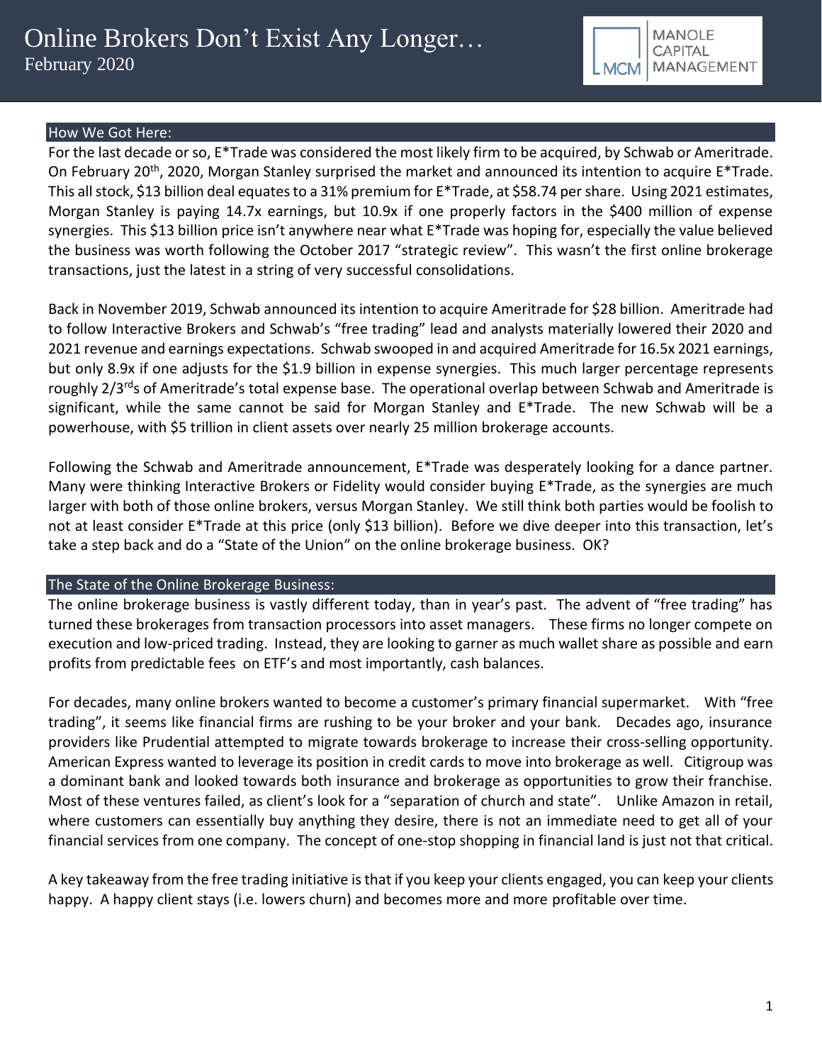# Online Brokers Don't Exist Any Longer…

February 2020

MANOLE CAPITAL MANAGEMENT

## How We Got Here:

For the last decade or so, E*Trade was considered the most likely firm to be acquired, by Schwab or Ameritrade. On February 20th, 2020, Morgan Stanley surprised the market and announced its intention to acquire E*Trade. This all stock, $13 billion deal equates to a 31% premium for E*Trade, at $58.74 per share. Using 2021 estimates, Morgan Stanley is paying 14.7x earnings, but 10.9x if one properly factors in the $400 million of expense synergies. This $13 billion price isn't anywhere near what E*Trade was hoping for, especially the value believed the business was worth following the October 2017 "strategic review". This wasn't the first online brokerage transactions, just the latest in a string of very successful consolidations.

Back in November 2019, Schwab announced its intention to acquire Ameritrade for $28 billion. Ameritrade had to follow Interactive Brokers and Schwab's "free trading" lead and analysts materially lowered their 2020 and 2021 revenue and earnings expectations. Schwab swooped in and acquired Ameritrade for 16.5x 2021 earnings, but only 8.9x if one adjusts for the $1.9 billion in expense synergies. This much larger percentage represents roughly 2/3rds of Ameritrade's total expense base. The operational overlap between Schwab and Ameritrade is significant, while the same cannot be said for Morgan Stanley and E*Trade. The new Schwab will be a powerhouse, with $5 trillion in client assets over nearly 25 million brokerage accounts.

Following the Schwab and Ameritrade announcement, E*Trade was desperately looking for a dance partner. Many were thinking Interactive Brokers or Fidelity would consider buying E*Trade, as the synergies are much larger with both of those online brokers, versus Morgan Stanley. We still think both parties would be foolish to not at least consider E*Trade at this price (only $13 billion). Before we dive deeper into this transaction, let's take a step back and do a "State of the Union" on the online brokerage business. OK?

## The State of the Online Brokerage Business:

The online brokerage business is vastly different today, than in year's past. The advent of "free trading" has turned these brokerages from transaction processors into asset managers. These firms no longer compete on execution and low-priced trading. Instead, they are looking to garner as much wallet share as possible and earn profits from predictable fees on ETF's and most importantly, cash balances.

For decades, many online brokers wanted to become a customer's primary financial supermarket. With "free trading", it seems like financial firms are rushing to be your broker and your bank. Decades ago, insurance providers like Prudential attempted to migrate towards brokerage to increase their cross-selling opportunity. American Express wanted to leverage its position in credit cards to move into brokerage as well. Citigroup was a dominant bank and looked towards both insurance and brokerage as opportunities to grow their franchise. Most of these ventures failed, as client's look for a "separation of church and state". Unlike Amazon in retail, where customers can essentially buy anything they desire, there is not an immediate need to get all of your financial services from one company. The concept of one-stop shopping in financial land is just not that critical.

A key takeaway from the free trading initiative is that if you keep your clients engaged, you can keep your clients happy. A happy client stays (i.e. lowers churn) and becomes more and more profitable over time.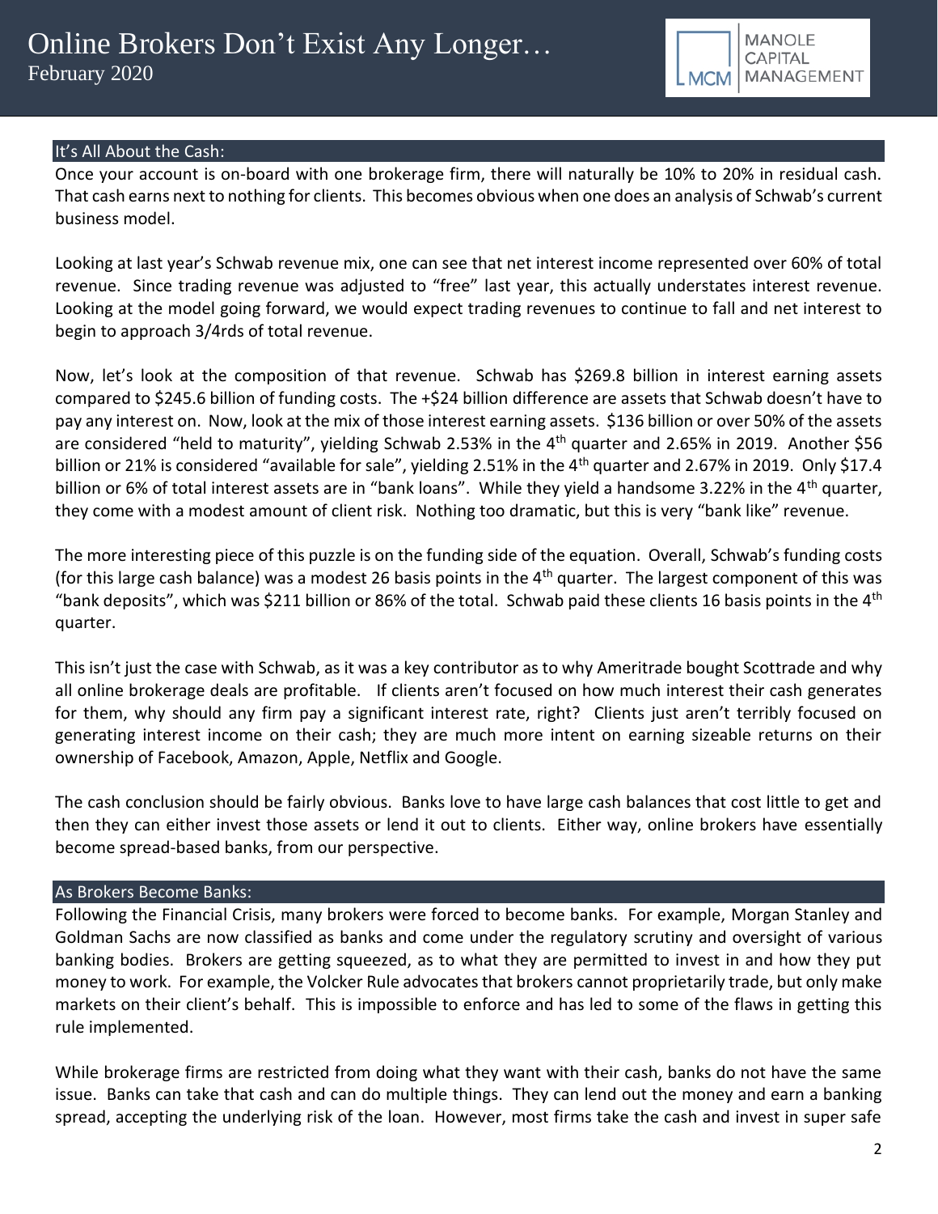## It's All About the Cash:

Once your account is on-board with one brokerage firm, there will naturally be 10% to 20% in residual cash. That cash earns next to nothing for clients. This becomes obvious when one does an analysis of Schwab's current business model.

Looking at last year's Schwab revenue mix, one can see that net interest income represented over 60% of total revenue. Since trading revenue was adjusted to "free" last year, this actually understates interest revenue. Looking at the model going forward, we would expect trading revenues to continue to fall and net interest to begin to approach 3/4rds of total revenue.

Now, let's look at the composition of that revenue. Schwab has $269.8 billion in interest earning assets compared to $245.6 billion of funding costs. The +$24 billion difference are assets that Schwab doesn't have to pay any interest on. Now, look at the mix of those interest earning assets. $136 billion or over 50% of the assets are considered "held to maturity", yielding Schwab 2.53% in the 4th quarter and 2.65% in 2019. Another $56 billion or 21% is considered "available for sale", yielding 2.51% in the 4th quarter and 2.67% in 2019. Only $17.4 billion or 6% of total interest assets are in "bank loans". While they yield a handsome 3.22% in the 4th quarter, they come with a modest amount of client risk. Nothing too dramatic, but this is very "bank like" revenue.

The more interesting piece of this puzzle is on the funding side of the equation. Overall, Schwab's funding costs (for this large cash balance) was a modest 26 basis points in the 4th quarter. The largest component of this was "bank deposits", which was $211 billion or 86% of the total. Schwab paid these clients 16 basis points in the 4th quarter.

This isn't just the case with Schwab, as it was a key contributor as to why Ameritrade bought Scottrade and why all online brokerage deals are profitable. If clients aren't focused on how much interest their cash generates for them, why should any firm pay a significant interest rate, right? Clients just aren't terribly focused on generating interest income on their cash; they are much more intent on earning sizeable returns on their ownership of Facebook, Amazon, Apple, Netflix and Google.

The cash conclusion should be fairly obvious. Banks love to have large cash balances that cost little to get and then they can either invest those assets or lend it out to clients. Either way, online brokers have essentially become spread-based banks, from our perspective.

## As Brokers Become Banks:

Following the Financial Crisis, many brokers were forced to become banks. For example, Morgan Stanley and Goldman Sachs are now classified as banks and come under the regulatory scrutiny and oversight of various banking bodies. Brokers are getting squeezed, as to what they are permitted to invest in and how they put money to work. For example, the Volcker Rule advocates that brokers cannot proprietarily trade, but only make markets on their client's behalf. This is impossible to enforce and has led to some of the flaws in getting this rule implemented.

While brokerage firms are restricted from doing what they want with their cash, banks do not have the same issue. Banks can take that cash and can do multiple things. They can lend out the money and earn a banking spread, accepting the underlying risk of the loan. However, most firms take the cash and invest in super safe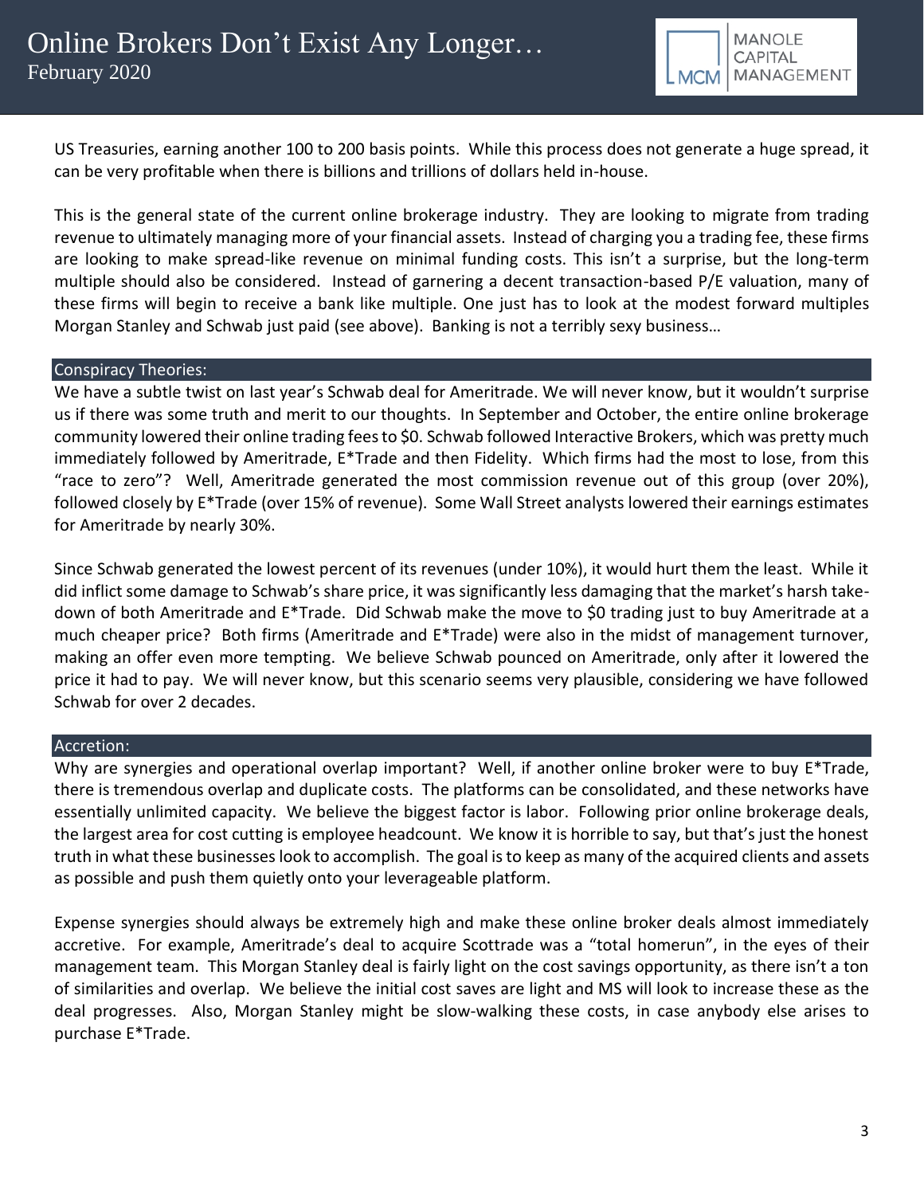US Treasuries, earning another 100 to 200 basis points. While this process does not generate a huge spread, it can be very profitable when there is billions and trillions of dollars held in-house.

This is the general state of the current online brokerage industry. They are looking to migrate from trading revenue to ultimately managing more of your financial assets. Instead of charging you a trading fee, these firms are looking to make spread-like revenue on minimal funding costs. This isn't a surprise, but the long-term multiple should also be considered. Instead of garnering a decent transaction-based P/E valuation, many of these firms will begin to receive a bank like multiple. One just has to look at the modest forward multiples Morgan Stanley and Schwab just paid (see above). Banking is not a terribly sexy business…

## Conspiracy Theories:

We have a subtle twist on last year's Schwab deal for Ameritrade. We will never know, but it wouldn't surprise us if there was some truth and merit to our thoughts. In September and October, the entire online brokerage community lowered their online trading fees to $0. Schwab followed Interactive Brokers, which was pretty much immediately followed by Ameritrade, E*Trade and then Fidelity. Which firms had the most to lose, from this "race to zero"? Well, Ameritrade generated the most commission revenue out of this group (over 20%), followed closely by E*Trade (over 15% of revenue). Some Wall Street analysts lowered their earnings estimates for Ameritrade by nearly 30%.

Since Schwab generated the lowest percent of its revenues (under 10%), it would hurt them the least. While it did inflict some damage to Schwab's share price, it was significantly less damaging that the market's harsh take-down of both Ameritrade and E*Trade. Did Schwab make the move to $0 trading just to buy Ameritrade at a much cheaper price? Both firms (Ameritrade and E*Trade) were also in the midst of management turnover, making an offer even more tempting. We believe Schwab pounced on Ameritrade, only after it lowered the price it had to pay. We will never know, but this scenario seems very plausible, considering we have followed Schwab for over 2 decades.

## Accretion:

Why are synergies and operational overlap important? Well, if another online broker were to buy E*Trade, there is tremendous overlap and duplicate costs. The platforms can be consolidated, and these networks have essentially unlimited capacity. We believe the biggest factor is labor. Following prior online brokerage deals, the largest area for cost cutting is employee headcount. We know it is horrible to say, but that's just the honest truth in what these businesses look to accomplish. The goal is to keep as many of the acquired clients and assets as possible and push them quietly onto your leverageable platform.

Expense synergies should always be extremely high and make these online broker deals almost immediately accretive. For example, Ameritrade's deal to acquire Scottrade was a "total homerun", in the eyes of their management team. This Morgan Stanley deal is fairly light on the cost savings opportunity, as there isn't a ton of similarities and overlap. We believe the initial cost saves are light and MS will look to increase these as the deal progresses. Also, Morgan Stanley might be slow-walking these costs, in case anybody else arises to purchase E*Trade.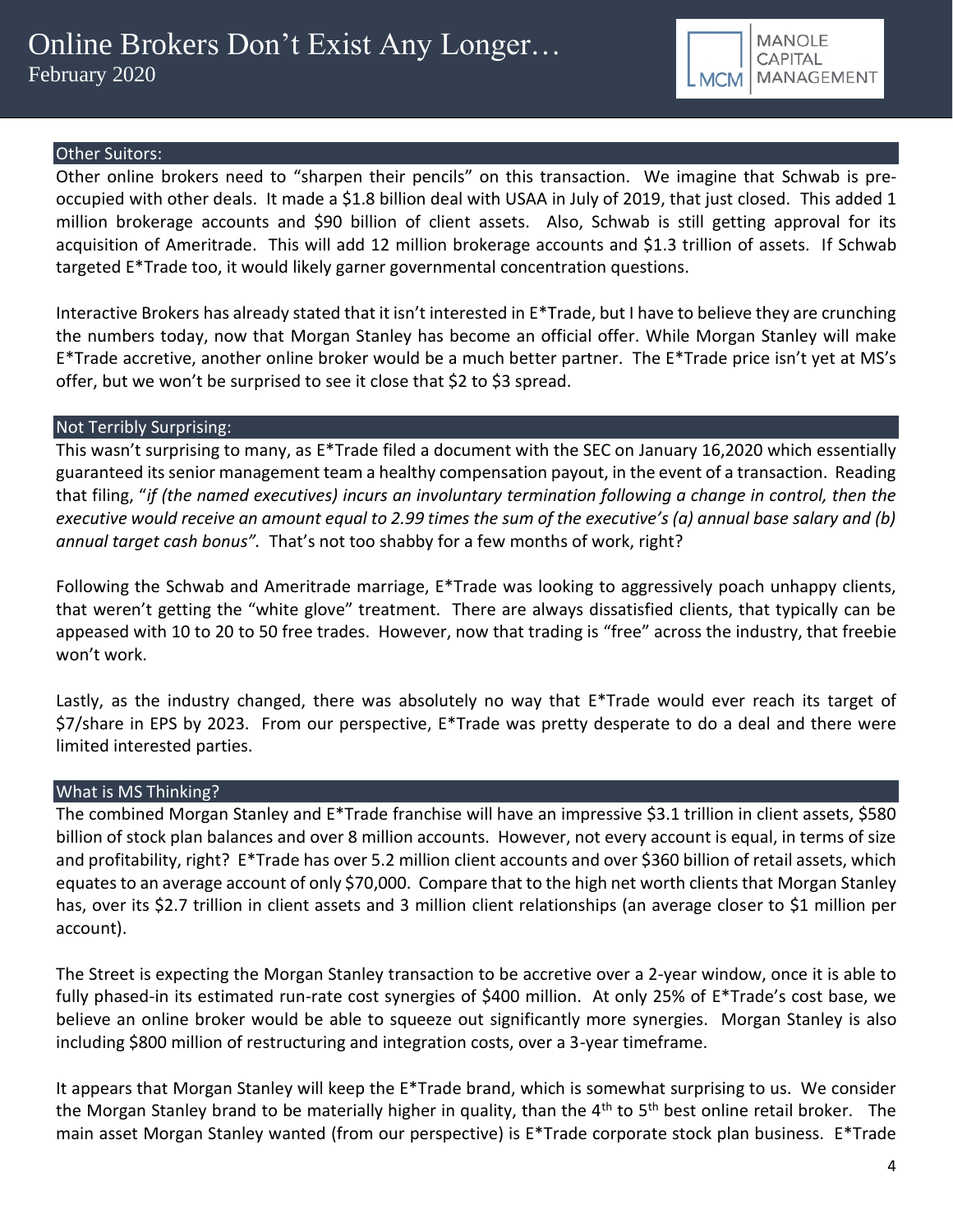## Other Suitors:

Other online brokers need to "sharpen their pencils" on this transaction. We imagine that Schwab is pre-occupied with other deals. It made a $1.8 billion deal with USAA in July of 2019, that just closed. This added 1 million brokerage accounts and $90 billion of client assets. Also, Schwab is still getting approval for its acquisition of Ameritrade. This will add 12 million brokerage accounts and $1.3 trillion of assets. If Schwab targeted E*Trade too, it would likely garner governmental concentration questions.

Interactive Brokers has already stated that it isn't interested in E*Trade, but I have to believe they are crunching the numbers today, now that Morgan Stanley has become an official offer. While Morgan Stanley will make E*Trade accretive, another online broker would be a much better partner. The E*Trade price isn't yet at MS's offer, but we won't be surprised to see it close that $2 to $3 spread.

## Not Terribly Surprising:

This wasn't surprising to many, as E*Trade filed a document with the SEC on January 16,2020 which essentially guaranteed its senior management team a healthy compensation payout, in the event of a transaction. Reading that filing, "*if (the named executives) incurs an involuntary termination following a change in control, then the executive would receive an amount equal to 2.99 times the sum of the executive's (a) annual base salary and (b) annual target cash bonus"*. That's not too shabby for a few months of work, right?

Following the Schwab and Ameritrade marriage, E*Trade was looking to aggressively poach unhappy clients, that weren't getting the "white glove" treatment. There are always dissatisfied clients, that typically can be appeased with 10 to 20 to 50 free trades. However, now that trading is "free" across the industry, that freebie won't work.

Lastly, as the industry changed, there was absolutely no way that E*Trade would ever reach its target of $7/share in EPS by 2023. From our perspective, E*Trade was pretty desperate to do a deal and there were limited interested parties.

## What is MS Thinking?

The combined Morgan Stanley and E*Trade franchise will have an impressive $3.1 trillion in client assets, $580 billion of stock plan balances and over 8 million accounts. However, not every account is equal, in terms of size and profitability, right? E*Trade has over 5.2 million client accounts and over $360 billion of retail assets, which equates to an average account of only $70,000. Compare that to the high net worth clients that Morgan Stanley has, over its $2.7 trillion in client assets and 3 million client relationships (an average closer to $1 million per account).

The Street is expecting the Morgan Stanley transaction to be accretive over a 2-year window, once it is able to fully phased-in its estimated run-rate cost synergies of $400 million. At only 25% of E*Trade's cost base, we believe an online broker would be able to squeeze out significantly more synergies. Morgan Stanley is also including $800 million of restructuring and integration costs, over a 3-year timeframe.

It appears that Morgan Stanley will keep the E*Trade brand, which is somewhat surprising to us. We consider the Morgan Stanley brand to be materially higher in quality, than the 4th to 5th best online retail broker. The main asset Morgan Stanley wanted (from our perspective) is E*Trade corporate stock plan business. E*Trade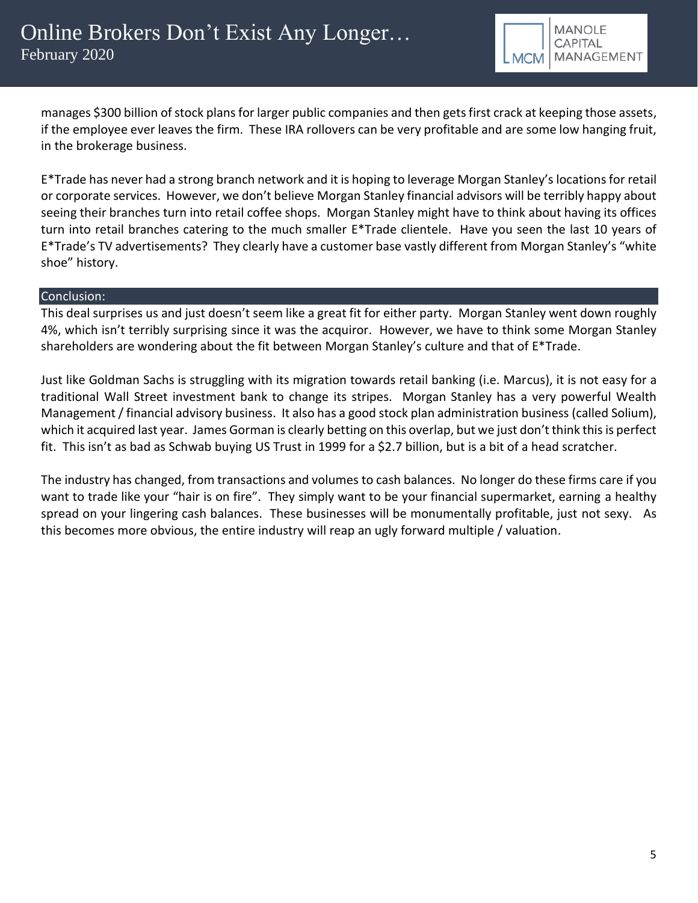manages $300 billion of stock plans for larger public companies and then gets first crack at keeping those assets, if the employee ever leaves the firm. These IRA rollovers can be very profitable and are some low hanging fruit, in the brokerage business.

E*Trade has never had a strong branch network and it is hoping to leverage Morgan Stanley's locations for retail or corporate services. However, we don't believe Morgan Stanley financial advisors will be terribly happy about seeing their branches turn into retail coffee shops. Morgan Stanley might have to think about having its offices turn into retail branches catering to the much smaller E*Trade clientele. Have you seen the last 10 years of E*Trade's TV advertisements? They clearly have a customer base vastly different from Morgan Stanley's "white shoe" history.

## Conclusion:

This deal surprises us and just doesn't seem like a great fit for either party. Morgan Stanley went down roughly 4%, which isn't terribly surprising since it was the acquiror. However, we have to think some Morgan Stanley shareholders are wondering about the fit between Morgan Stanley's culture and that of E*Trade.

Just like Goldman Sachs is struggling with its migration towards retail banking (i.e. Marcus), it is not easy for a traditional Wall Street investment bank to change its stripes. Morgan Stanley has a very powerful Wealth Management / financial advisory business. It also has a good stock plan administration business (called Solium), which it acquired last year. James Gorman is clearly betting on this overlap, but we just don't think this is perfect fit. This isn't as bad as Schwab buying US Trust in 1999 for a $2.7 billion, but is a bit of a head scratcher.

The industry has changed, from transactions and volumes to cash balances. No longer do these firms care if you want to trade like your "hair is on fire". They simply want to be your financial supermarket, earning a healthy spread on your lingering cash balances. These businesses will be monumentally profitable, just not sexy. As this becomes more obvious, the entire industry will reap an ugly forward multiple / valuation.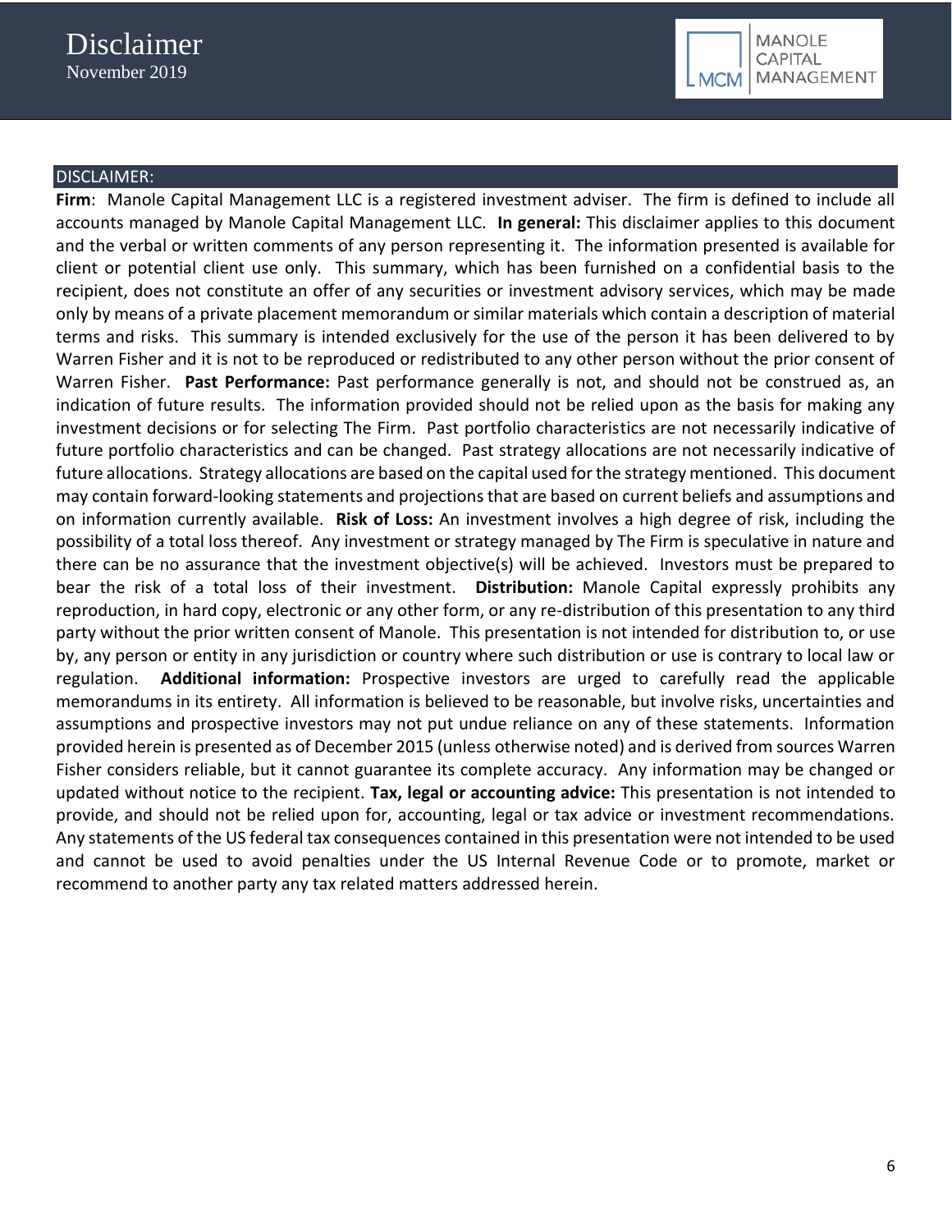# Disclaimer

November 2019

MANOLE CAPITAL MANAGEMENT

## DISCLAIMER:

**Firm**: Manole Capital Management LLC is a registered investment adviser. The firm is defined to include all accounts managed by Manole Capital Management LLC. **In general:** This disclaimer applies to this document and the verbal or written comments of any person representing it. The information presented is available for client or potential client use only. This summary, which has been furnished on a confidential basis to the recipient, does not constitute an offer of any securities or investment advisory services, which may be made only by means of a private placement memorandum or similar materials which contain a description of material terms and risks. This summary is intended exclusively for the use of the person it has been delivered to by Warren Fisher and it is not to be reproduced or redistributed to any other person without the prior consent of Warren Fisher. **Past Performance:** Past performance generally is not, and should not be construed as, an indication of future results. The information provided should not be relied upon as the basis for making any investment decisions or for selecting The Firm. Past portfolio characteristics are not necessarily indicative of future portfolio characteristics and can be changed. Past strategy allocations are not necessarily indicative of future allocations. Strategy allocations are based on the capital used for the strategy mentioned. This document may contain forward-looking statements and projections that are based on current beliefs and assumptions and on information currently available. **Risk of Loss:** An investment involves a high degree of risk, including the possibility of a total loss thereof. Any investment or strategy managed by The Firm is speculative in nature and there can be no assurance that the investment objective(s) will be achieved. Investors must be prepared to bear the risk of a total loss of their investment. **Distribution:** Manole Capital expressly prohibits any reproduction, in hard copy, electronic or any other form, or any re-distribution of this presentation to any third party without the prior written consent of Manole. This presentation is not intended for distribution to, or use by, any person or entity in any jurisdiction or country where such distribution or use is contrary to local law or regulation. **Additional information:** Prospective investors are urged to carefully read the applicable memorandums in its entirety. All information is believed to be reasonable, but involve risks, uncertainties and assumptions and prospective investors may not put undue reliance on any of these statements. Information provided herein is presented as of December 2015 (unless otherwise noted) and is derived from sources Warren Fisher considers reliable, but it cannot guarantee its complete accuracy. Any information may be changed or updated without notice to the recipient. **Tax, legal or accounting advice:** This presentation is not intended to provide, and should not be relied upon for, accounting, legal or tax advice or investment recommendations. Any statements of the US federal tax consequences contained in this presentation were not intended to be used and cannot be used to avoid penalties under the US Internal Revenue Code or to promote, market or recommend to another party any tax related matters addressed herein.